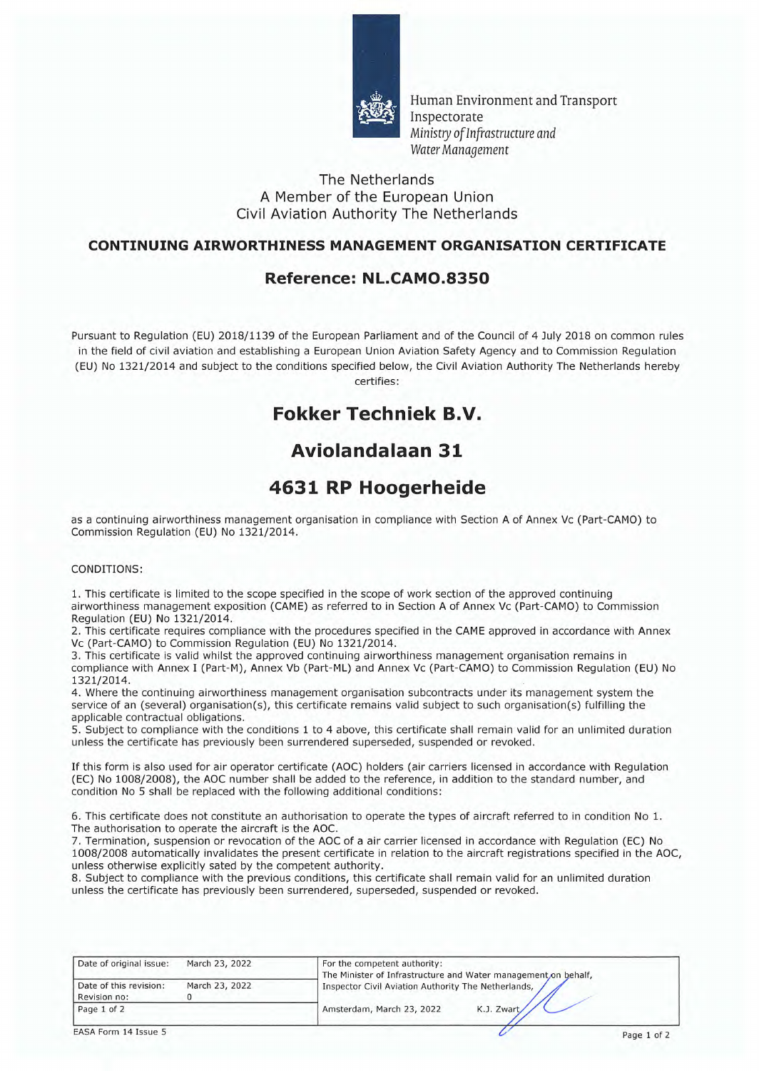Human Environment and Transport Inspectorate
*Ministry of Infrastructure and Water Management*

The Netherlands
A Member of the European Union
Civil Aviation Authority The Netherlands

## CONTINUING AIRWORTHINESS MANAGEMENT ORGANISATION CERTIFICATE

## Reference: NL.CAMO.8350

Pursuant to Regulation (EU) 2018/1139 of the European Parliament and of the Council of 4 July 2018 on common rules in the field of civil aviation and establishing a European Union Aviation Safety Agency and to Commission Regulation (EU) No 1321/2014 and subject to the conditions specified below, the Civil Aviation Authority The Netherlands hereby certifies:

# Fokker Techniek B.V.

# Aviolandalaan 31

# 4631 RP Hoogerheide

as a continuing airworthiness management organisation in compliance with Section A of Annex Vc (Part-CAMO) to Commission Regulation (EU) No 1321/2014.

CONDITIONS:

1. This certificate is limited to the scope specified in the scope of work section of the approved continuing airworthiness management exposition (CAME) as referred to in Section A of Annex Vc (Part-CAMO) to Commission Regulation (EU) No 1321/2014.
2. This certificate requires compliance with the procedures specified in the CAME approved in accordance with Annex Vc (Part-CAMO) to Commission Regulation (EU) No 1321/2014.
3. This certificate is valid whilst the approved continuing airworthiness management organisation remains in compliance with Annex I (Part-M), Annex Vb (Part-ML) and Annex Vc (Part-CAMO) to Commission Regulation (EU) No 1321/2014.
4. Where the continuing airworthiness management organisation subcontracts under its management system the service of an (several) organisation(s), this certificate remains valid subject to such organisation(s) fulfilling the applicable contractual obligations.
5. Subject to compliance with the conditions 1 to 4 above, this certificate shall remain valid for an unlimited duration unless the certificate has previously been surrendered superseded, suspended or revoked.

If this form is also used for air operator certificate (AOC) holders (air carriers licensed in accordance with Regulation (EC) No 1008/2008), the AOC number shall be added to the reference, in addition to the standard number, and condition No 5 shall be replaced with the following additional conditions:

6. This certificate does not constitute an authorisation to operate the types of aircraft referred to in condition No 1. The authorisation to operate the aircraft is the AOC.
7. Termination, suspension or revocation of the AOC of a air carrier licensed in accordance with Regulation (EC) No 1008/2008 automatically invalidates the present certificate in relation to the aircraft registrations specified in the AOC, unless otherwise explicitly sated by the competent authority.
8. Subject to compliance with the previous conditions, this certificate shall remain valid for an unlimited duration unless the certificate has previously been surrendered, superseded, suspended or revoked.

| | | |
|---|---|---|
| Date of original issue: | March 23, 2022 | For the competent authority: The Minister of Infrastructure and Water management on behalf, |
| Date of this revision: Revision no: | March 23, 2022 0 | Inspector Civil Aviation Authority The Netherlands, |
| Page 1 of 2 | | Amsterdam, March 23, 2022 K.J. Zwart |

EASA Form 14 Issue 5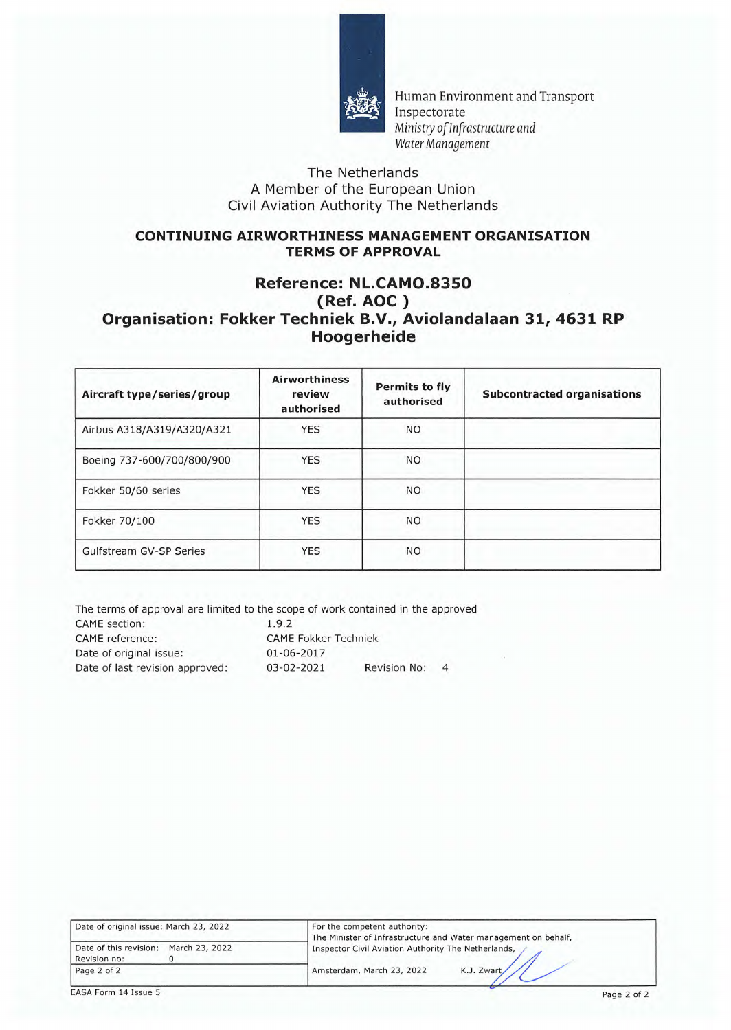Human Environment and Transport Inspectorate
*Ministry of Infrastructure and Water Management*

The Netherlands
A Member of the European Union
Civil Aviation Authority The Netherlands

## CONTINUING AIRWORTHINESS MANAGEMENT ORGANISATION TERMS OF APPROVAL

## Reference: NL.CAMO.8350
## (Ref. AOC )
## Organisation: Fokker Techniek B.V., Aviolandalaan 31, 4631 RP Hoogerheide

| Aircraft type/series/group | Airworthiness review authorised | Permits to fly authorised | Subcontracted organisations |
|---|---|---|---|
| Airbus A318/A319/A320/A321 | YES | NO | |
| Boeing 737-600/700/800/900 | YES | NO | |
| Fokker 50/60 series | YES | NO | |
| Fokker 70/100 | YES | NO | |
| Gulfstream GV-SP Series | YES | NO | |

The terms of approval are limited to the scope of work contained in the approved

CAME section: 1.9.2
CAME reference: CAME Fokker Techniek
Date of original issue: 01-06-2017
Date of last revision approved: 03-02-2021 Revision No: 4

| | |
|---|---|
| Date of original issue: March 23, 2022 | For the competent authority: The Minister of Infrastructure and Water management on behalf, Inspector Civil Aviation Authority The Netherlands, |
| Date of this revision: March 23, 2022 Revision no: 0 | |
| Page 2 of 2 | Amsterdam, March 23, 2022 K.J. Zwart |

EASA Form 14 Issue 5